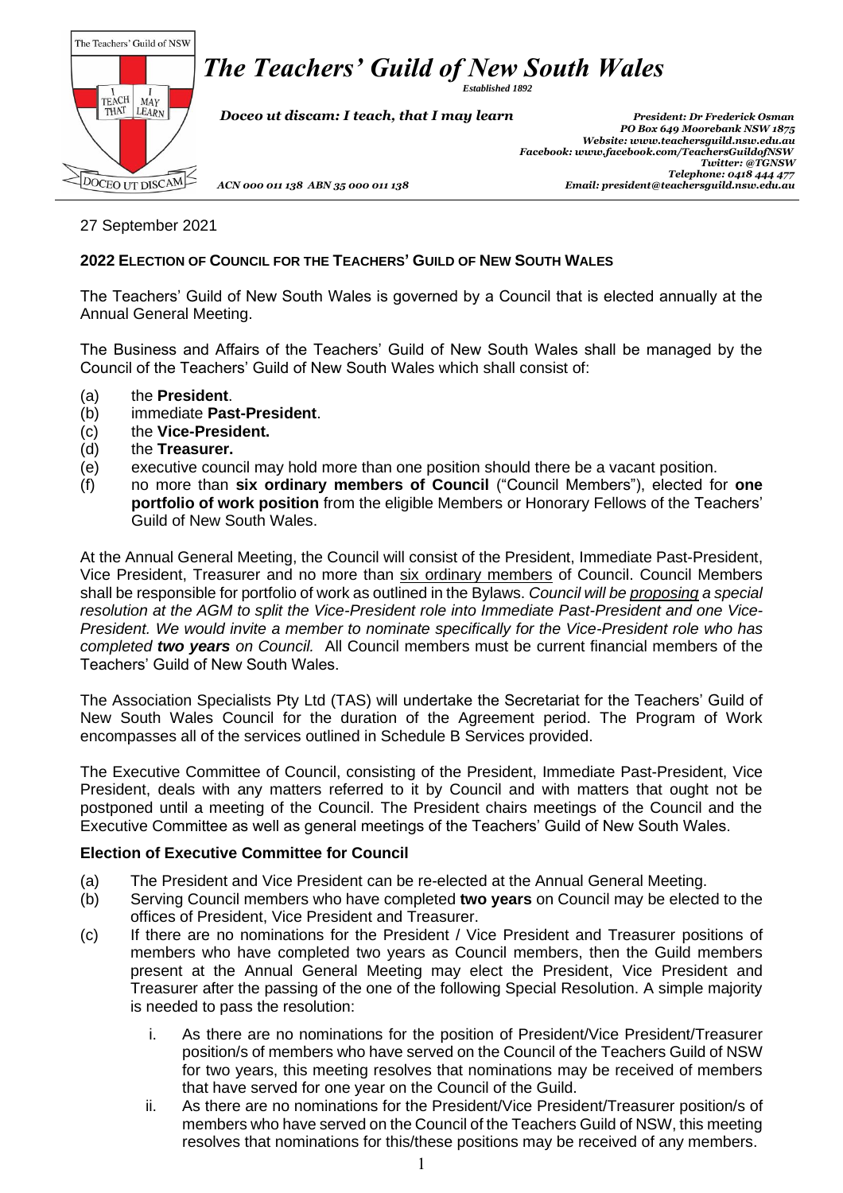# *The Teachers' Guild of New South Wales*

*Established 1892*

*Doceo ut discam: I teach, that I may learn*

*President: Dr Frederick Osman*
*PO Box 649 Moorebank NSW 1875*
*Website: www.teachersguild.nsw.edu.au*
*Facebook: www.facebook.com/TeachersGuildofNSW*
*Twitter: @TGNSW*
*Telephone: 0418 444 477*
*Email: president@teachersguild.nsw.edu.au*

*ACN 000 011 138 ABN 35 000 011 138*

27 September 2021

**2022 ELECTION OF COUNCIL FOR THE TEACHERS' GUILD OF NEW SOUTH WALES**

The Teachers' Guild of New South Wales is governed by a Council that is elected annually at the Annual General Meeting.

The Business and Affairs of the Teachers' Guild of New South Wales shall be managed by the Council of the Teachers' Guild of New South Wales which shall consist of:

(a) the **President**.
(b) immediate **Past-President**.
(c) the **Vice-President.**
(d) the **Treasurer.**
(e) executive council may hold more than one position should there be a vacant position.
(f) no more than **six ordinary members of Council** ("Council Members"), elected for **one portfolio of work position** from the eligible Members or Honorary Fellows of the Teachers' Guild of New South Wales.

At the Annual General Meeting, the Council will consist of the President, Immediate Past-President, Vice President, Treasurer and no more than <u>six ordinary members</u> of Council. Council Members shall be responsible for portfolio of work as outlined in the Bylaws. *Council will be <u>proposing</u> a special resolution at the AGM to split the Vice-President role into Immediate Past-President and one Vice-President. We would invite a member to nominate specifically for the Vice-President role who has completed **two years** on Council.* All Council members must be current financial members of the Teachers' Guild of New South Wales.

The Association Specialists Pty Ltd (TAS) will undertake the Secretariat for the Teachers' Guild of New South Wales Council for the duration of the Agreement period. The Program of Work encompasses all of the services outlined in Schedule B Services provided.

The Executive Committee of Council, consisting of the President, Immediate Past-President, Vice President, deals with any matters referred to it by Council and with matters that ought not be postponed until a meeting of the Council. The President chairs meetings of the Council and the Executive Committee as well as general meetings of the Teachers' Guild of New South Wales.

### Election of Executive Committee for Council

(a) The President and Vice President can be re-elected at the Annual General Meeting.
(b) Serving Council members who have completed **two years** on Council may be elected to the offices of President, Vice President and Treasurer.
(c) If there are no nominations for the President / Vice President and Treasurer positions of members who have completed two years as Council members, then the Guild members present at the Annual General Meeting may elect the President, Vice President and Treasurer after the passing of the one of the following Special Resolution. A simple majority is needed to pass the resolution:

   i. As there are no nominations for the position of President/Vice President/Treasurer position/s of members who have served on the Council of the Teachers Guild of NSW for two years, this meeting resolves that nominations may be received of members that have served for one year on the Council of the Guild.
   ii. As there are no nominations for the President/Vice President/Treasurer position/s of members who have served on the Council of the Teachers Guild of NSW, this meeting resolves that nominations for this/these positions may be received of any members.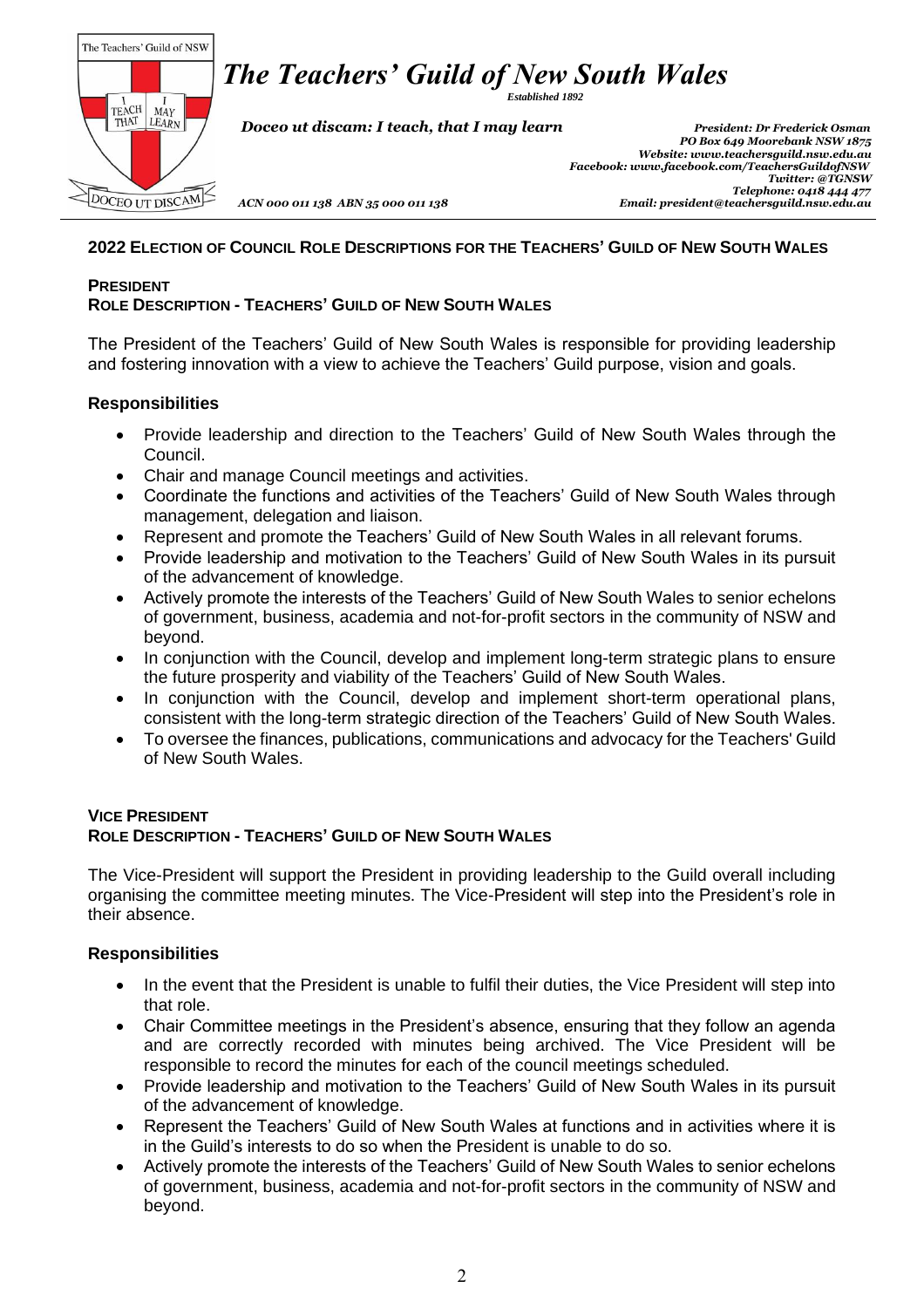# The Teachers' Guild of New South Wales

*Established 1892*

*Doceo ut discam: I teach, that I may learn*

*President: Dr Frederick Osman*
*PO Box 649 Moorebank NSW 1875*
*Website: www.teachersguild.nsw.edu.au*
*Facebook: www.facebook.com/TeachersGuildofNSW*
*Twitter: @TGNSW*
*Telephone: 0418 444 477*
*Email: president@teachersguild.nsw.edu.au*

*ACN 000 011 138 ABN 35 000 011 138*

## 2022 Election of Council Role Descriptions for the Teachers' Guild of New South Wales

### President
### Role Description - Teachers' Guild of New South Wales

The President of the Teachers' Guild of New South Wales is responsible for providing leadership and fostering innovation with a view to achieve the Teachers' Guild purpose, vision and goals.

#### Responsibilities

- Provide leadership and direction to the Teachers' Guild of New South Wales through the Council.
- Chair and manage Council meetings and activities.
- Coordinate the functions and activities of the Teachers' Guild of New South Wales through management, delegation and liaison.
- Represent and promote the Teachers' Guild of New South Wales in all relevant forums.
- Provide leadership and motivation to the Teachers' Guild of New South Wales in its pursuit of the advancement of knowledge.
- Actively promote the interests of the Teachers' Guild of New South Wales to senior echelons of government, business, academia and not-for-profit sectors in the community of NSW and beyond.
- In conjunction with the Council, develop and implement long-term strategic plans to ensure the future prosperity and viability of the Teachers' Guild of New South Wales.
- In conjunction with the Council, develop and implement short-term operational plans, consistent with the long-term strategic direction of the Teachers' Guild of New South Wales.
- To oversee the finances, publications, communications and advocacy for the Teachers' Guild of New South Wales.

### Vice President
### Role Description - Teachers' Guild of New South Wales

The Vice-President will support the President in providing leadership to the Guild overall including organising the committee meeting minutes. The Vice-President will step into the President's role in their absence.

#### Responsibilities

- In the event that the President is unable to fulfil their duties, the Vice President will step into that role.
- Chair Committee meetings in the President's absence, ensuring that they follow an agenda and are correctly recorded with minutes being archived. The Vice President will be responsible to record the minutes for each of the council meetings scheduled.
- Provide leadership and motivation to the Teachers' Guild of New South Wales in its pursuit of the advancement of knowledge.
- Represent the Teachers' Guild of New South Wales at functions and in activities where it is in the Guild's interests to do so when the President is unable to do so.
- Actively promote the interests of the Teachers' Guild of New South Wales to senior echelons of government, business, academia and not-for-profit sectors in the community of NSW and beyond.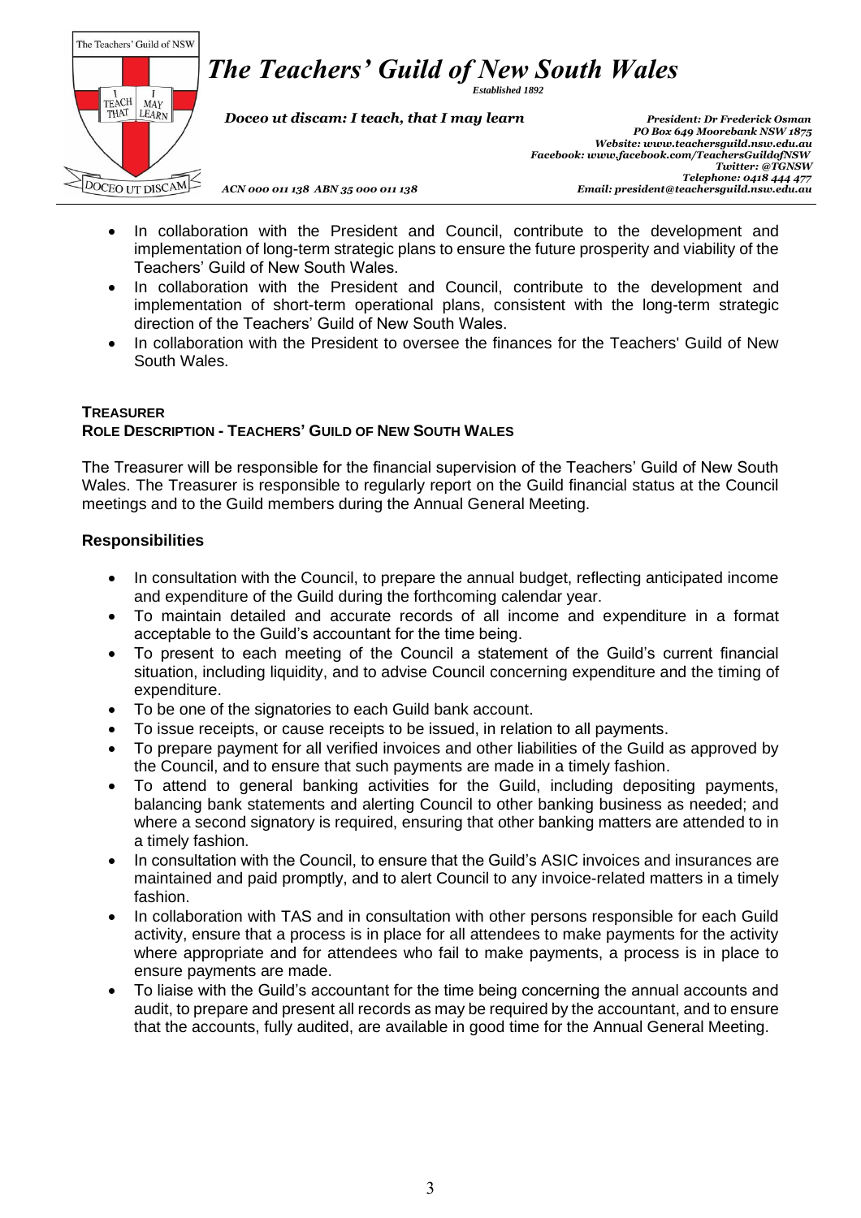- In collaboration with the President and Council, contribute to the development and implementation of long-term strategic plans to ensure the future prosperity and viability of the Teachers' Guild of New South Wales.
- In collaboration with the President and Council, contribute to the development and implementation of short-term operational plans, consistent with the long-term strategic direction of the Teachers' Guild of New South Wales.
- In collaboration with the President to oversee the finances for the Teachers' Guild of New South Wales.

**TREASURER**
**ROLE DESCRIPTION - TEACHERS' GUILD OF NEW SOUTH WALES**

The Treasurer will be responsible for the financial supervision of the Teachers' Guild of New South Wales. The Treasurer is responsible to regularly report on the Guild financial status at the Council meetings and to the Guild members during the Annual General Meeting.

**Responsibilities**

- In consultation with the Council, to prepare the annual budget, reflecting anticipated income and expenditure of the Guild during the forthcoming calendar year.
- To maintain detailed and accurate records of all income and expenditure in a format acceptable to the Guild's accountant for the time being.
- To present to each meeting of the Council a statement of the Guild's current financial situation, including liquidity, and to advise Council concerning expenditure and the timing of expenditure.
- To be one of the signatories to each Guild bank account.
- To issue receipts, or cause receipts to be issued, in relation to all payments.
- To prepare payment for all verified invoices and other liabilities of the Guild as approved by the Council, and to ensure that such payments are made in a timely fashion.
- To attend to general banking activities for the Guild, including depositing payments, balancing bank statements and alerting Council to other banking business as needed; and where a second signatory is required, ensuring that other banking matters are attended to in a timely fashion.
- In consultation with the Council, to ensure that the Guild's ASIC invoices and insurances are maintained and paid promptly, and to alert Council to any invoice-related matters in a timely fashion.
- In collaboration with TAS and in consultation with other persons responsible for each Guild activity, ensure that a process is in place for all attendees to make payments for the activity where appropriate and for attendees who fail to make payments, a process is in place to ensure payments are made.
- To liaise with the Guild's accountant for the time being concerning the annual accounts and audit, to prepare and present all records as may be required by the accountant, and to ensure that the accounts, fully audited, are available in good time for the Annual General Meeting.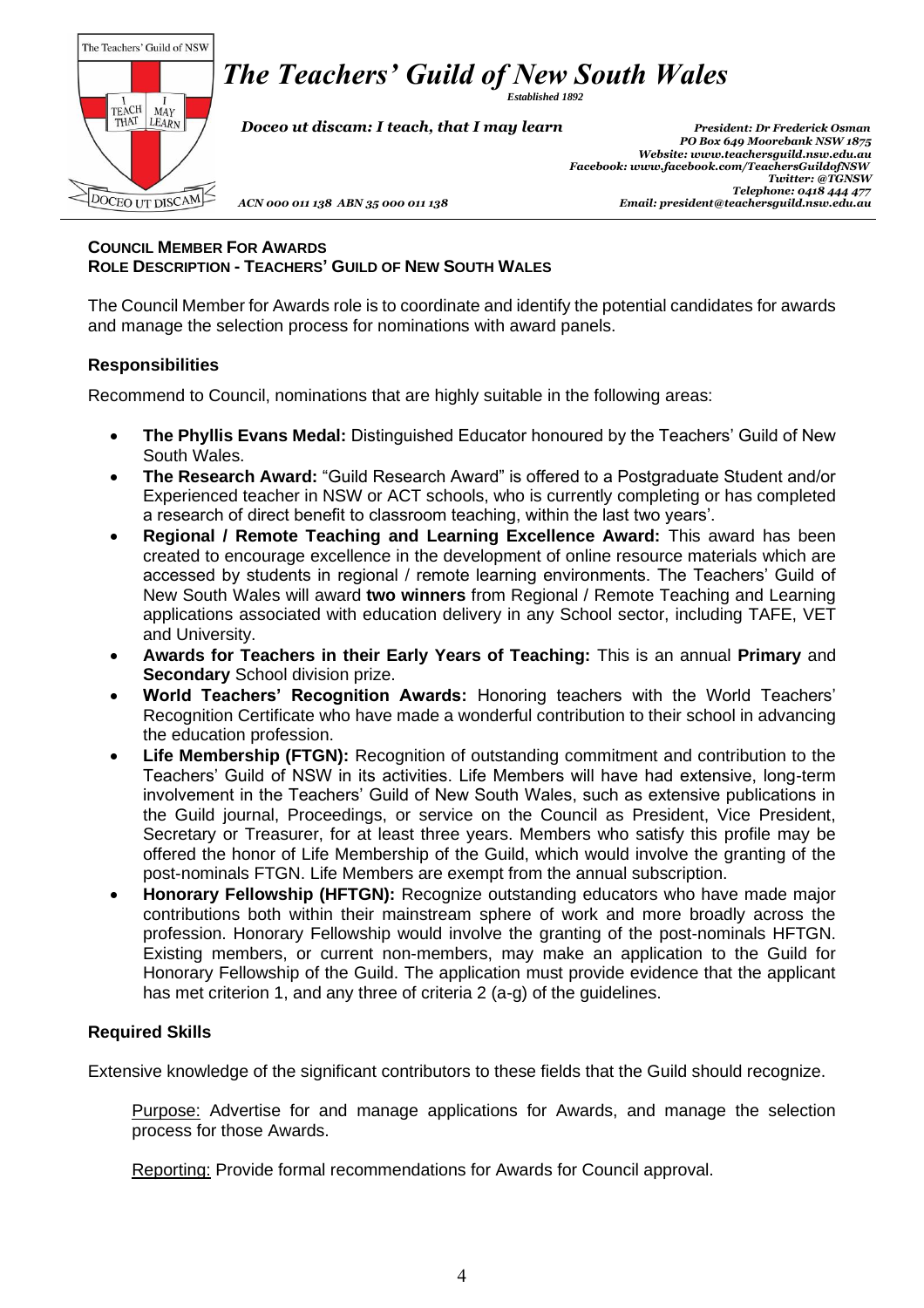# *The Teachers' Guild of New South Wales*

*Established 1892*

*Doceo ut discam: I teach, that I may learn*

*President: Dr Frederick Osman*
*PO Box 649 Moorebank NSW 1875*
*Website: www.teachersguild.nsw.edu.au*
*Facebook: www.facebook.com/TeachersGuildofNSW*
*Twitter: @TGNSW*
*Telephone: 0418 444 477*
*Email: president@teachersguild.nsw.edu.au*

*ACN 000 011 138 ABN 35 000 011 138*

**COUNCIL MEMBER FOR AWARDS**
**ROLE DESCRIPTION - TEACHERS' GUILD OF NEW SOUTH WALES**

The Council Member for Awards role is to coordinate and identify the potential candidates for awards and manage the selection process for nominations with award panels.

### Responsibilities

Recommend to Council, nominations that are highly suitable in the following areas:

- **The Phyllis Evans Medal:** Distinguished Educator honoured by the Teachers' Guild of New South Wales.
- **The Research Award:** "Guild Research Award" is offered to a Postgraduate Student and/or Experienced teacher in NSW or ACT schools, who is currently completing or has completed a research of direct benefit to classroom teaching, within the last two years'.
- **Regional / Remote Teaching and Learning Excellence Award:** This award has been created to encourage excellence in the development of online resource materials which are accessed by students in regional / remote learning environments. The Teachers' Guild of New South Wales will award **two winners** from Regional / Remote Teaching and Learning applications associated with education delivery in any School sector, including TAFE, VET and University.
- **Awards for Teachers in their Early Years of Teaching:** This is an annual **Primary** and **Secondary** School division prize.
- **World Teachers' Recognition Awards:** Honoring teachers with the World Teachers' Recognition Certificate who have made a wonderful contribution to their school in advancing the education profession.
- **Life Membership (FTGN):** Recognition of outstanding commitment and contribution to the Teachers' Guild of NSW in its activities. Life Members will have had extensive, long-term involvement in the Teachers' Guild of New South Wales, such as extensive publications in the Guild journal, Proceedings, or service on the Council as President, Vice President, Secretary or Treasurer, for at least three years. Members who satisfy this profile may be offered the honor of Life Membership of the Guild, which would involve the granting of the post-nominals FTGN. Life Members are exempt from the annual subscription.
- **Honorary Fellowship (HFTGN):** Recognize outstanding educators who have made major contributions both within their mainstream sphere of work and more broadly across the profession. Honorary Fellowship would involve the granting of the post-nominals HFTGN. Existing members, or current non-members, may make an application to the Guild for Honorary Fellowship of the Guild. The application must provide evidence that the applicant has met criterion 1, and any three of criteria 2 (a-g) of the guidelines.

### Required Skills

Extensive knowledge of the significant contributors to these fields that the Guild should recognize.

Purpose: Advertise for and manage applications for Awards, and manage the selection process for those Awards.

Reporting: Provide formal recommendations for Awards for Council approval.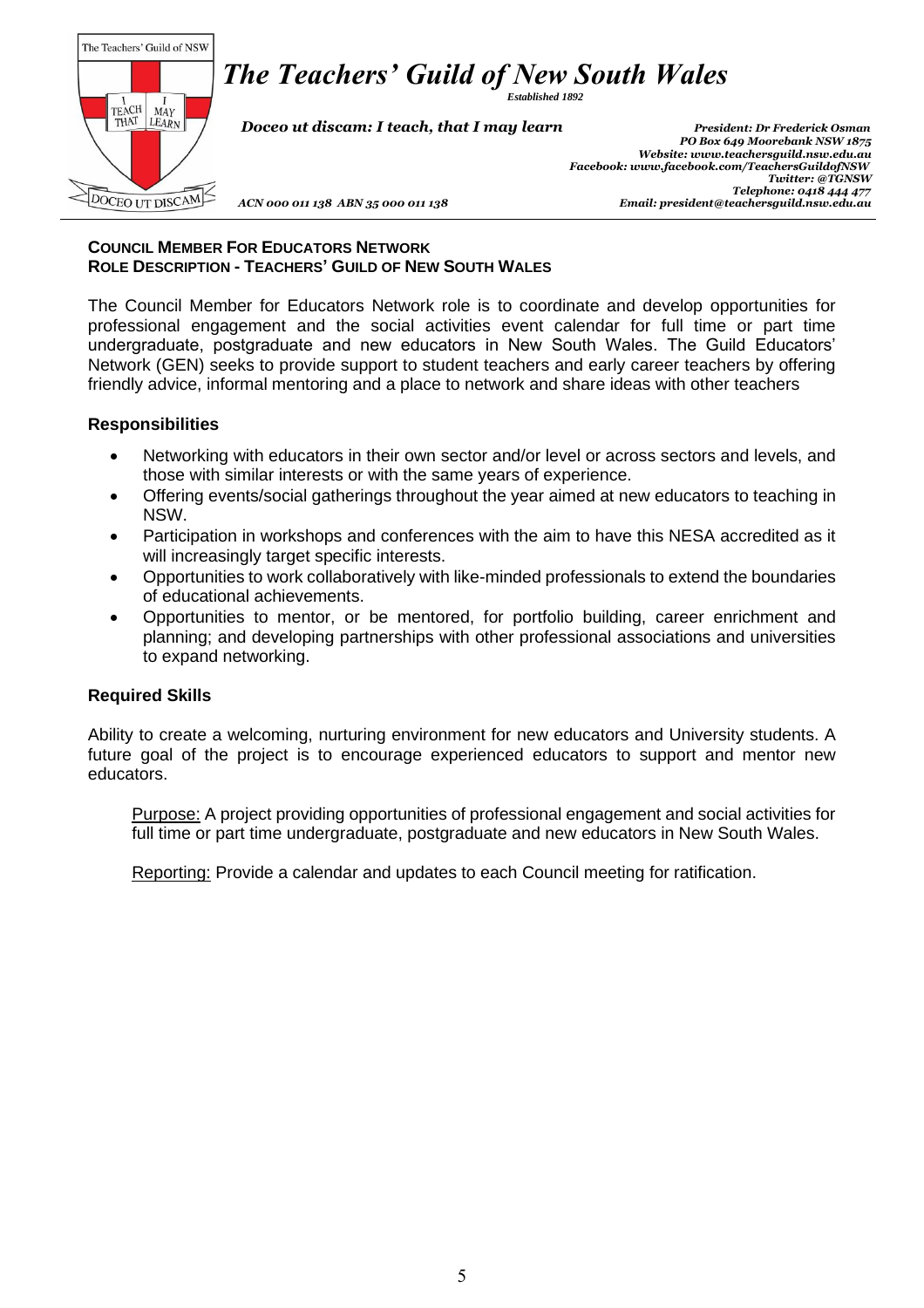# *The Teachers' Guild of New South Wales*

*Established 1892*

***Doceo ut discam: I teach, that I may learn***

*President: Dr Frederick Osman*
*PO Box 649 Moorebank NSW 1875*
*Website: www.teachersguild.nsw.edu.au*
*Facebook: www.facebook.com/TeachersGuildofNSW*
*Twitter: @TGNSW*
*Telephone: 0418 444 477*
*Email: president@teachersguild.nsw.edu.au*

*ACN 000 011 138 ABN 35 000 011 138*

**COUNCIL MEMBER FOR EDUCATORS NETWORK**
**ROLE DESCRIPTION - TEACHERS' GUILD OF NEW SOUTH WALES**

The Council Member for Educators Network role is to coordinate and develop opportunities for professional engagement and the social activities event calendar for full time or part time undergraduate, postgraduate and new educators in New South Wales. The Guild Educators' Network (GEN) seeks to provide support to student teachers and early career teachers by offering friendly advice, informal mentoring and a place to network and share ideas with other teachers

### Responsibilities

- Networking with educators in their own sector and/or level or across sectors and levels, and those with similar interests or with the same years of experience.
- Offering events/social gatherings throughout the year aimed at new educators to teaching in NSW.
- Participation in workshops and conferences with the aim to have this NESA accredited as it will increasingly target specific interests.
- Opportunities to work collaboratively with like-minded professionals to extend the boundaries of educational achievements.
- Opportunities to mentor, or be mentored, for portfolio building, career enrichment and planning; and developing partnerships with other professional associations and universities to expand networking.

### Required Skills

Ability to create a welcoming, nurturing environment for new educators and University students. A future goal of the project is to encourage experienced educators to support and mentor new educators.

Purpose: A project providing opportunities of professional engagement and social activities for full time or part time undergraduate, postgraduate and new educators in New South Wales.

Reporting: Provide a calendar and updates to each Council meeting for ratification.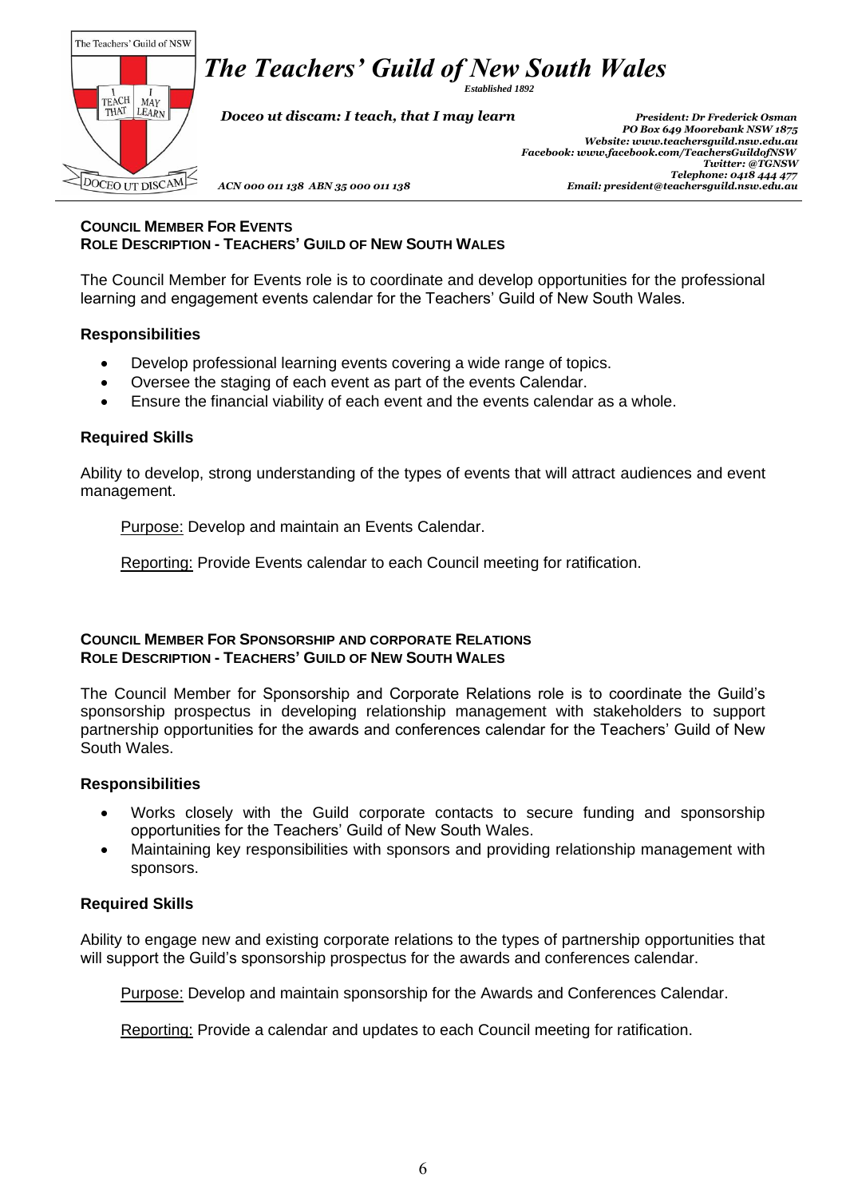**COUNCIL MEMBER FOR EVENTS**
**ROLE DESCRIPTION - TEACHERS' GUILD OF NEW SOUTH WALES**

The Council Member for Events role is to coordinate and develop opportunities for the professional learning and engagement events calendar for the Teachers' Guild of New South Wales.

### Responsibilities

- Develop professional learning events covering a wide range of topics.
- Oversee the staging of each event as part of the events Calendar.
- Ensure the financial viability of each event and the events calendar as a whole.

### Required Skills

Ability to develop, strong understanding of the types of events that will attract audiences and event management.

Purpose: Develop and maintain an Events Calendar.

Reporting: Provide Events calendar to each Council meeting for ratification.

**COUNCIL MEMBER FOR SPONSORSHIP AND CORPORATE RELATIONS**
**ROLE DESCRIPTION - TEACHERS' GUILD OF NEW SOUTH WALES**

The Council Member for Sponsorship and Corporate Relations role is to coordinate the Guild's sponsorship prospectus in developing relationship management with stakeholders to support partnership opportunities for the awards and conferences calendar for the Teachers' Guild of New South Wales.

### Responsibilities

- Works closely with the Guild corporate contacts to secure funding and sponsorship opportunities for the Teachers' Guild of New South Wales.
- Maintaining key responsibilities with sponsors and providing relationship management with sponsors.

### Required Skills

Ability to engage new and existing corporate relations to the types of partnership opportunities that will support the Guild's sponsorship prospectus for the awards and conferences calendar.

Purpose: Develop and maintain sponsorship for the Awards and Conferences Calendar.

Reporting: Provide a calendar and updates to each Council meeting for ratification.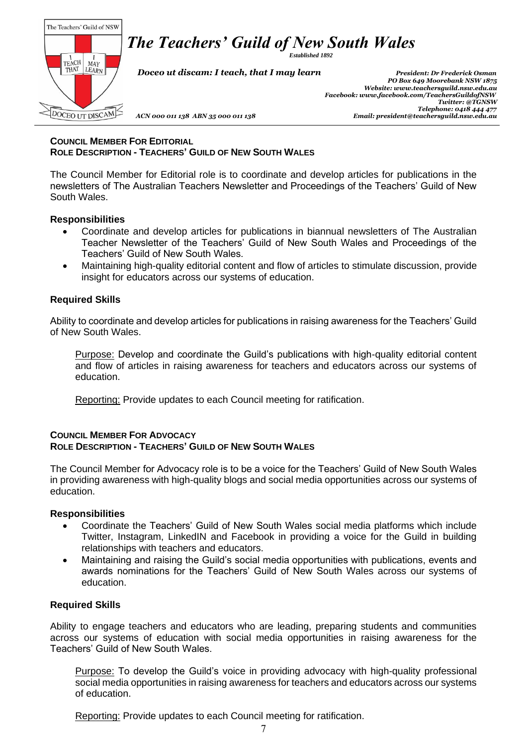# *The Teachers' Guild of New South Wales*

*Established 1892*

*Doceo ut discam: I teach, that I may learn*

*President: Dr Frederick Osman*
*PO Box 649 Moorebank NSW 1875*
*Website: www.teachersguild.nsw.edu.au*
*Facebook: www.facebook.com/TeachersGuildofNSW*
*Twitter: @TGNSW*
*Telephone: 0418 444 477*
*Email: president@teachersguild.nsw.edu.au*

*ACN 000 011 138 ABN 35 000 011 138*

## COUNCIL MEMBER FOR EDITORIAL
## ROLE DESCRIPTION - TEACHERS' GUILD OF NEW SOUTH WALES

The Council Member for Editorial role is to coordinate and develop articles for publications in the newsletters of The Australian Teachers Newsletter and Proceedings of the Teachers' Guild of New South Wales.

### Responsibilities

- Coordinate and develop articles for publications in biannual newsletters of The Australian Teacher Newsletter of the Teachers' Guild of New South Wales and Proceedings of the Teachers' Guild of New South Wales.
- Maintaining high-quality editorial content and flow of articles to stimulate discussion, provide insight for educators across our systems of education.

### Required Skills

Ability to coordinate and develop articles for publications in raising awareness for the Teachers' Guild of New South Wales.

Purpose: Develop and coordinate the Guild's publications with high-quality editorial content and flow of articles in raising awareness for teachers and educators across our systems of education.

Reporting: Provide updates to each Council meeting for ratification.

## COUNCIL MEMBER FOR ADVOCACY
## ROLE DESCRIPTION - TEACHERS' GUILD OF NEW SOUTH WALES

The Council Member for Advocacy role is to be a voice for the Teachers' Guild of New South Wales in providing awareness with high-quality blogs and social media opportunities across our systems of education.

### Responsibilities

- Coordinate the Teachers' Guild of New South Wales social media platforms which include Twitter, Instagram, LinkedIN and Facebook in providing a voice for the Guild in building relationships with teachers and educators.
- Maintaining and raising the Guild's social media opportunities with publications, events and awards nominations for the Teachers' Guild of New South Wales across our systems of education.

### Required Skills

Ability to engage teachers and educators who are leading, preparing students and communities across our systems of education with social media opportunities in raising awareness for the Teachers' Guild of New South Wales.

Purpose: To develop the Guild's voice in providing advocacy with high-quality professional social media opportunities in raising awareness for teachers and educators across our systems of education.

Reporting: Provide updates to each Council meeting for ratification.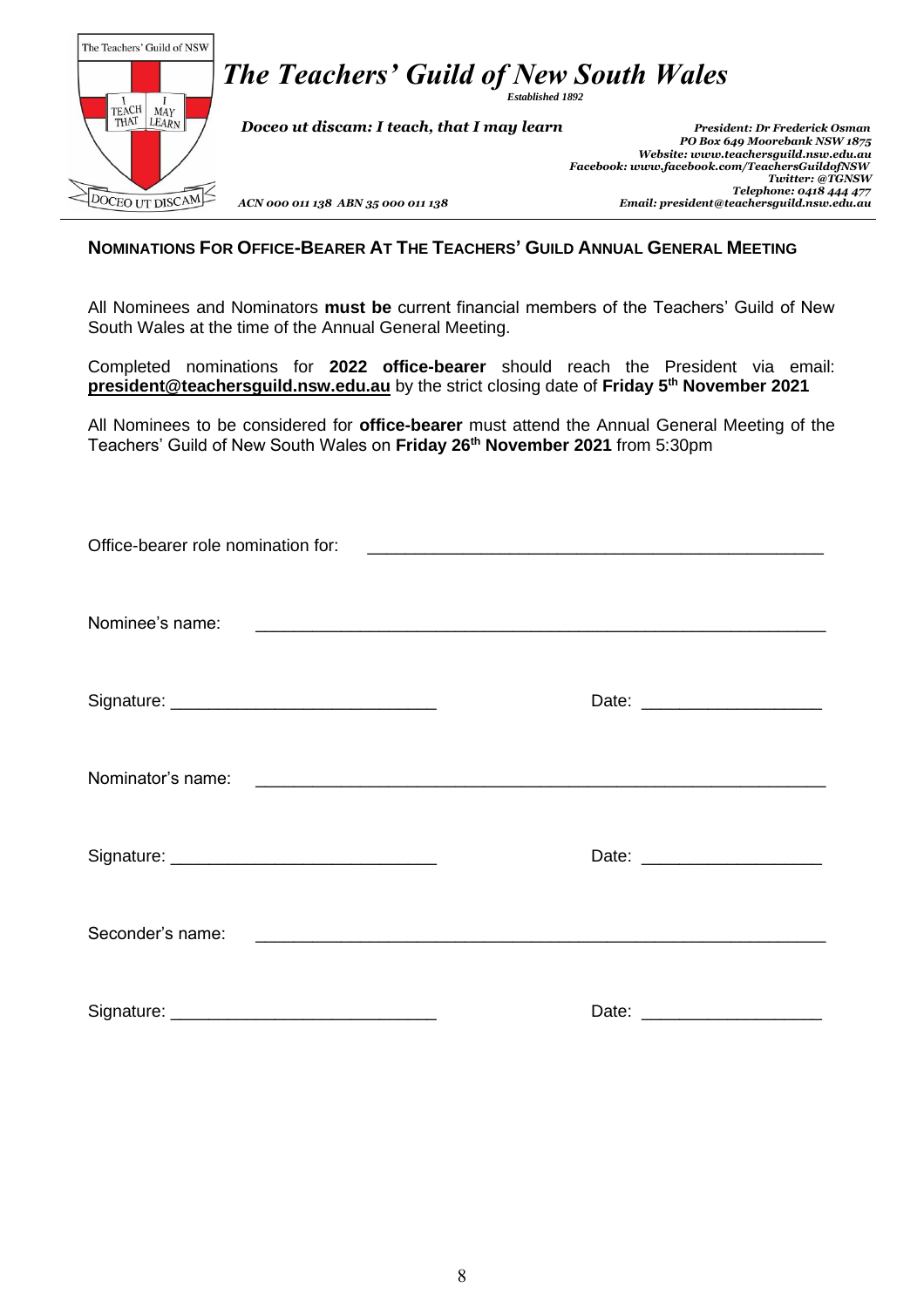The Teachers' Guild of NSW

# *The Teachers' Guild of New South Wales*

*Established 1892*

*Doceo ut discam: I teach, that I may learn*

*President: Dr Frederick Osman*
*PO Box 649 Moorebank NSW 1875*
*Website: www.teachersguild.nsw.edu.au*
*Facebook: www.facebook.com/TeachersGuildofNSW*
*Twitter: @TGNSW*
*Telephone: 0418 444 477*
*Email: president@teachersguild.nsw.edu.au*

*ACN 000 011 138 ABN 35 000 011 138*

## NOMINATIONS FOR OFFICE-BEARER AT THE TEACHERS' GUILD ANNUAL GENERAL MEETING

All Nominees and Nominators **must be** current financial members of the Teachers' Guild of New South Wales at the time of the Annual General Meeting.

Completed nominations for **2022 office-bearer** should reach the President via email: **president@teachersguild.nsw.edu.au** by the strict closing date of **Friday 5th November 2021**

All Nominees to be considered for **office-bearer** must attend the Annual General Meeting of the Teachers' Guild of New South Wales on **Friday 26th November 2021** from 5:30pm

Office-bearer role nomination for: ______________________________

Nominee's name: ______________________________

Signature: ______________________________ Date: ____________________

Nominator's name: ______________________________

Signature: ______________________________ Date: ____________________

Seconder's name: ______________________________

Signature: ______________________________ Date: ____________________